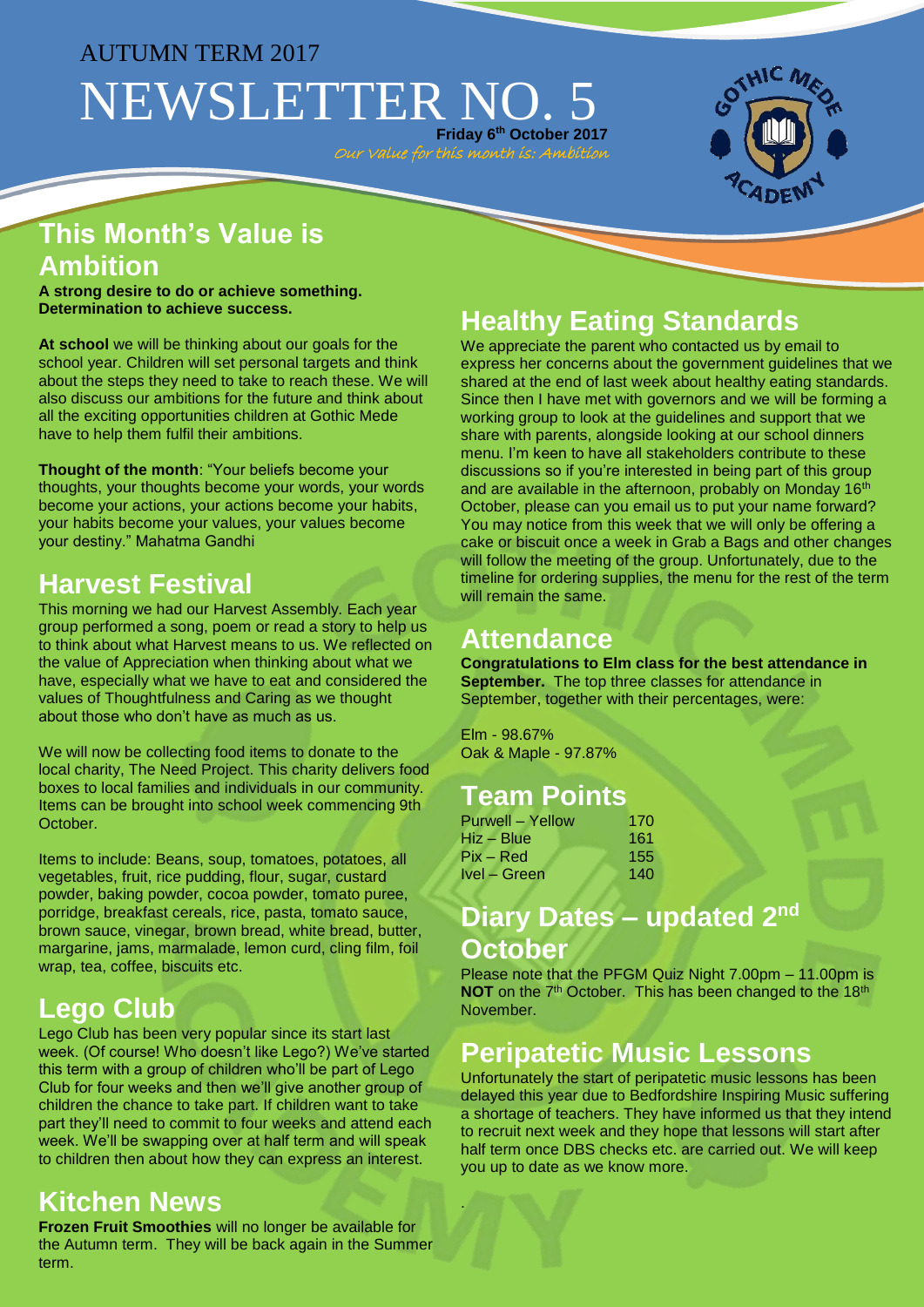# AUTUMN TERM 2017

# NEWSLETTER NO. 5

**Friday 6th October 2017**

*Our value for this month is: Ambition*

## This Month's Value is Ambition

**A strong desire to do or achieve something. Determination to achieve success.**

**At school** we will be thinking about our goals for the school year. Children will set personal targets and think about the steps they need to take to reach these. We will also discuss our ambitions for the future and think about all the exciting opportunities children at Gothic Mede have to help them fulfil their ambitions.

**Thought of the month**: "Your beliefs become your thoughts, your thoughts become your words, your words become your actions, your actions become your habits, your habits become your values, your values become your destiny." Mahatma Gandhi

## Harvest Festival

This morning we had our Harvest Assembly. Each year group performed a song, poem or read a story to help us to think about what Harvest means to us. We reflected on the value of Appreciation when thinking about what we have, especially what we have to eat and considered the values of Thoughtfulness and Caring as we thought about those who don't have as much as us.

We will now be collecting food items to donate to the local charity, The Need Project. This charity delivers food boxes to local families and individuals in our community. Items can be brought into school week commencing 9th October.

Items to include: Beans, soup, tomatoes, potatoes, all vegetables, fruit, rice pudding, flour, sugar, custard powder, baking powder, cocoa powder, tomato puree, porridge, breakfast cereals, rice, pasta, tomato sauce, brown sauce, vinegar, brown bread, white bread, butter, margarine, jams, marmalade, lemon curd, cling film, foil wrap, tea, coffee, biscuits etc.

## Lego Club

Lego Club has been very popular since its start last week. (Of course! Who doesn't like Lego?) We've started this term with a group of children who'll be part of Lego Club for four weeks and then we'll give another group of children the chance to take part. If children want to take part they'll need to commit to four weeks and attend each week. We'll be swapping over at half term and will speak to children then about how they can express an interest.

## Kitchen News

**Frozen Fruit Smoothies** will no longer be available for the Autumn term. They will be back again in the Summer term.

## Healthy Eating Standards

We appreciate the parent who contacted us by email to express her concerns about the government guidelines that we shared at the end of last week about healthy eating standards. Since then I have met with governors and we will be forming a working group to look at the guidelines and support that we share with parents, alongside looking at our school dinners menu. I'm keen to have all stakeholders contribute to these discussions so if you're interested in being part of this group and are available in the afternoon, probably on Monday 16th October, please can you email us to put your name forward? You may notice from this week that we will only be offering a cake or biscuit once a week in Grab a Bags and other changes will follow the meeting of the group. Unfortunately, due to the timeline for ordering supplies, the menu for the rest of the term will remain the same.

## Attendance

**Congratulations to Elm class for the best attendance in September.** The top three classes for attendance in September, together with their percentages, were:

Elm - 98.67%
Oak & Maple - 97.87%

## Team Points

| | |
|---|---|
| Purwell – Yellow | 170 |
| Hiz – Blue | 161 |
| Pix – Red | 155 |
| Ivel – Green | 140 |

## Diary Dates – updated 2nd October

Please note that the PFGM Quiz Night 7.00pm – 11.00pm is **NOT** on the 7th October. This has been changed to the 18th November.

## Peripatetic Music Lessons

Unfortunately the start of peripatetic music lessons has been delayed this year due to Bedfordshire Inspiring Music suffering a shortage of teachers. They have informed us that they intend to recruit next week and they hope that lessons will start after half term once DBS checks etc. are carried out. We will keep you up to date as we know more.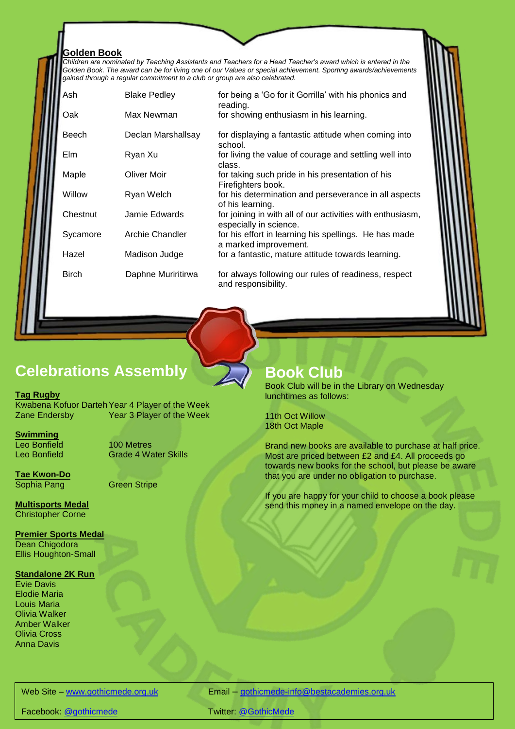## Golden Book

*Children are nominated by Teaching Assistants and Teachers for a Head Teacher's award which is entered in the Golden Book. The award can be for living one of our Values or special achievement. Sporting awards/achievements gained through a regular commitment to a club or group are also celebrated.*

| | | |
|---|---|---|
| Ash | Blake Pedley | for being a 'Go for it Gorrilla' with his phonics and reading. |
| Oak | Max Newman | for showing enthusiasm in his learning. |
| Beech | Declan Marshallsay | for displaying a fantastic attitude when coming into school. |
| Elm | Ryan Xu | for living the value of courage and settling well into class. |
| Maple | Oliver Moir | for taking such pride in his presentation of his Firefighters book. |
| Willow | Ryan Welch | for his determination and perseverance in all aspects of his learning. |
| Chestnut | Jamie Edwards | for joining in with all of our activities with enthusiasm, especially in science. |
| Sycamore | Archie Chandler | for his effort in learning his spellings. He has made a marked improvement. |
| Hazel | Madison Judge | for a fantastic, mature attitude towards learning. |
| Birch | Daphne Muriritirwa | for always following our rules of readiness, respect and responsibility. |

## Celebrations Assembly

**Tag Rugby**

Kwabena Kofuor Darteh Year 4 Player of the Week
Zane Endersby Year 3 Player of the Week

**Swimming**

Leo Bonfield 100 Metres
Leo Bonfield Grade 4 Water Skills

**Tae Kwon-Do**

Sophia Pang Green Stripe

**Multisports Medal**

Christopher Corne

**Premier Sports Medal**

Dean Chigodora
Ellis Houghton-Small

**Standalone 2K Run**

Evie Davis
Elodie Maria
Louis Maria
Olivia Walker
Amber Walker
Olivia Cross
Anna Davis

## Book Club

Book Club will be in the Library on Wednesday lunchtimes as follows:

11th Oct Willow
18th Oct Maple

Brand new books are available to purchase at half price. Most are priced between £2 and £4. All proceeds go towards new books for the school, but please be aware that you are under no obligation to purchase.

If you are happy for your child to choose a book please send this money in a named envelope on the day.

Web Site – www.gothicmede.org.uk
Email – gothicmede-info@bestacademies.org.uk
Facebook: @gothicmede
Twitter: @GothicMede